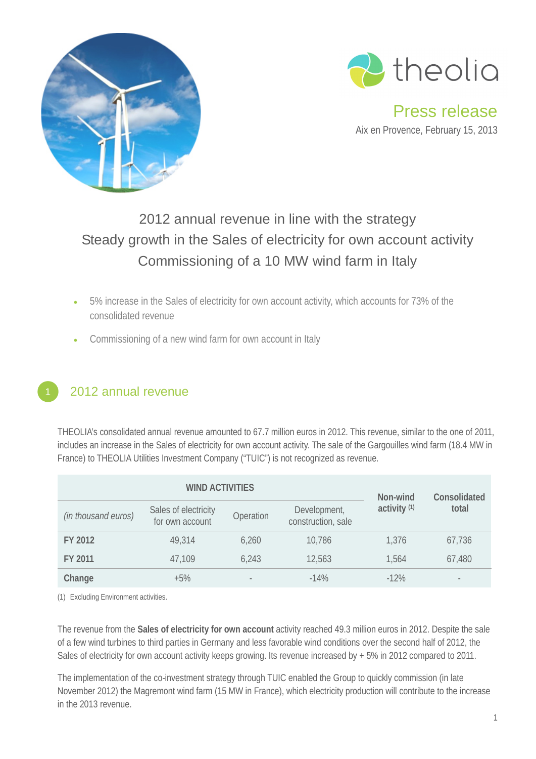theolia

**Press release**

Aix en Provence, February 15, 2013

# 2012 annual revenue in line with the strategy
# Steady growth in the Sales of electricity for own account activity
# Commissioning of a 10 MW wind farm in Italy

- 5% increase in the Sales of electricity for own account activity, which accounts for 73% of the consolidated revenue
- Commissioning of a new wind farm for own account in Italy

## 1 2012 annual revenue

THEOLIA's consolidated annual revenue amounted to 67.7 million euros in 2012. This revenue, similar to the one of 2011, includes an increase in the Sales of electricity for own account activity. The sale of the Gargouilles wind farm (18.4 MW in France) to THEOLIA Utilities Investment Company ("TUIC") is not recognized as revenue.

| | WIND ACTIVITIES | | | Non-wind activity (1) | Consolidated total |
|---|---|---|---|---|---|
| *(in thousand euros)* | Sales of electricity for own account | Operation | Development, construction, sale | | |
| **FY 2012** | 49,314 | 6,260 | 10,786 | 1,376 | 67,736 |
| **FY 2011** | 47,109 | 6,243 | 12,563 | 1,564 | 67,480 |
| **Change** | +5% | - | -14% | -12% | - |

(1) Excluding Environment activities.

The revenue from the **Sales of electricity for own account** activity reached 49.3 million euros in 2012. Despite the sale of a few wind turbines to third parties in Germany and less favorable wind conditions over the second half of 2012, the Sales of electricity for own account activity keeps growing. Its revenue increased by + 5% in 2012 compared to 2011.

The implementation of the co-investment strategy through TUIC enabled the Group to quickly commission (in late November 2012) the Magremont wind farm (15 MW in France), which electricity production will contribute to the increase in the 2013 revenue.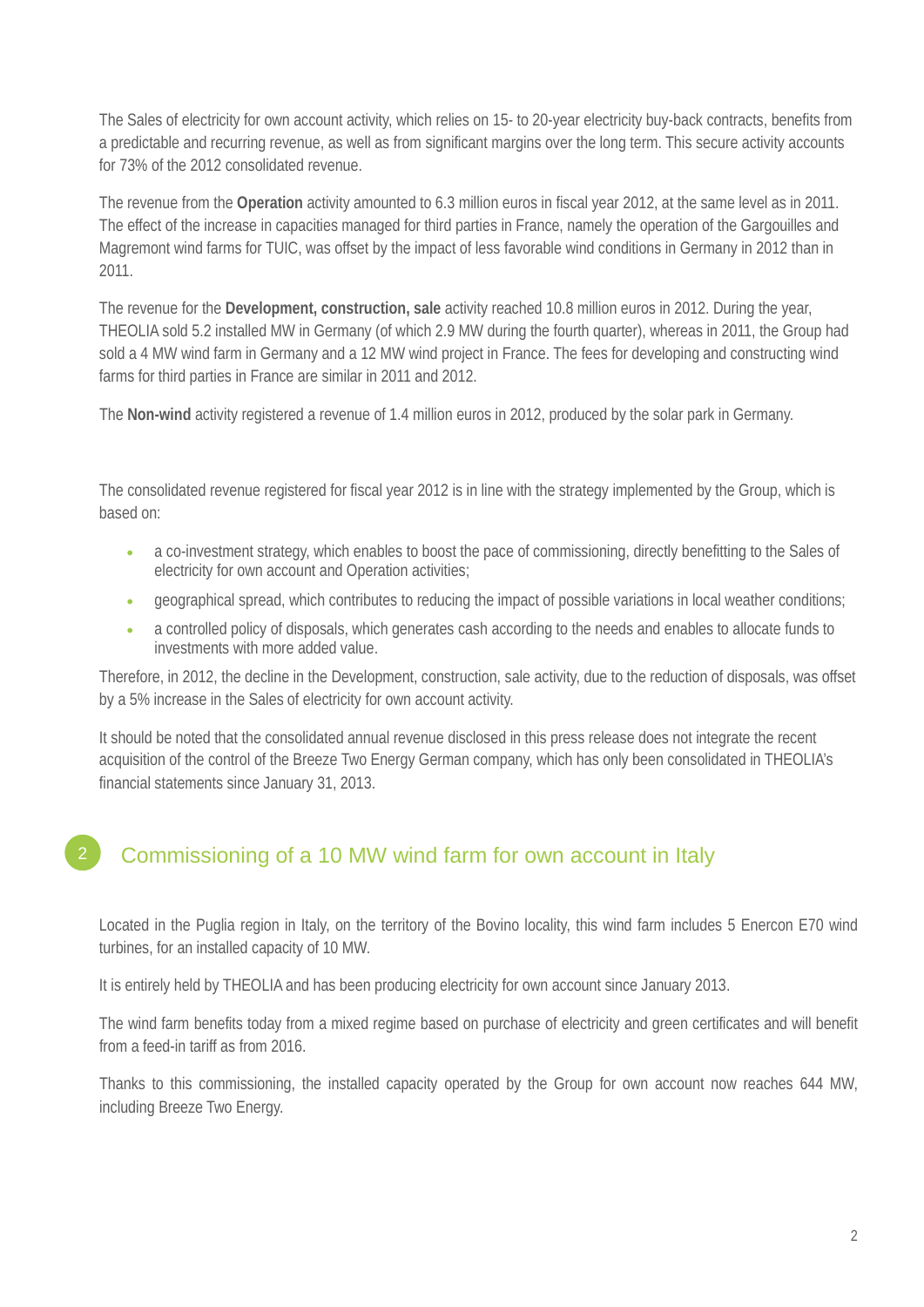The Sales of electricity for own account activity, which relies on 15- to 20-year electricity buy-back contracts, benefits from a predictable and recurring revenue, as well as from significant margins over the long term. This secure activity accounts for 73% of the 2012 consolidated revenue.

The revenue from the **Operation** activity amounted to 6.3 million euros in fiscal year 2012, at the same level as in 2011. The effect of the increase in capacities managed for third parties in France, namely the operation of the Gargouilles and Magremont wind farms for TUIC, was offset by the impact of less favorable wind conditions in Germany in 2012 than in 2011.

The revenue for the **Development, construction, sale** activity reached 10.8 million euros in 2012. During the year, THEOLIA sold 5.2 installed MW in Germany (of which 2.9 MW during the fourth quarter), whereas in 2011, the Group had sold a 4 MW wind farm in Germany and a 12 MW wind project in France. The fees for developing and constructing wind farms for third parties in France are similar in 2011 and 2012.

The **Non-wind** activity registered a revenue of 1.4 million euros in 2012, produced by the solar park in Germany.

The consolidated revenue registered for fiscal year 2012 is in line with the strategy implemented by the Group, which is based on:

- a co-investment strategy, which enables to boost the pace of commissioning, directly benefitting to the Sales of electricity for own account and Operation activities;
- geographical spread, which contributes to reducing the impact of possible variations in local weather conditions;
- a controlled policy of disposals, which generates cash according to the needs and enables to allocate funds to investments with more added value.

Therefore, in 2012, the decline in the Development, construction, sale activity, due to the reduction of disposals, was offset by a 5% increase in the Sales of electricity for own account activity.

It should be noted that the consolidated annual revenue disclosed in this press release does not integrate the recent acquisition of the control of the Breeze Two Energy German company, which has only been consolidated in THEOLIA's financial statements since January 31, 2013.

## 2 Commissioning of a 10 MW wind farm for own account in Italy

Located in the Puglia region in Italy, on the territory of the Bovino locality, this wind farm includes 5 Enercon E70 wind turbines, for an installed capacity of 10 MW.

It is entirely held by THEOLIA and has been producing electricity for own account since January 2013.

The wind farm benefits today from a mixed regime based on purchase of electricity and green certificates and will benefit from a feed-in tariff as from 2016.

Thanks to this commissioning, the installed capacity operated by the Group for own account now reaches 644 MW, including Breeze Two Energy.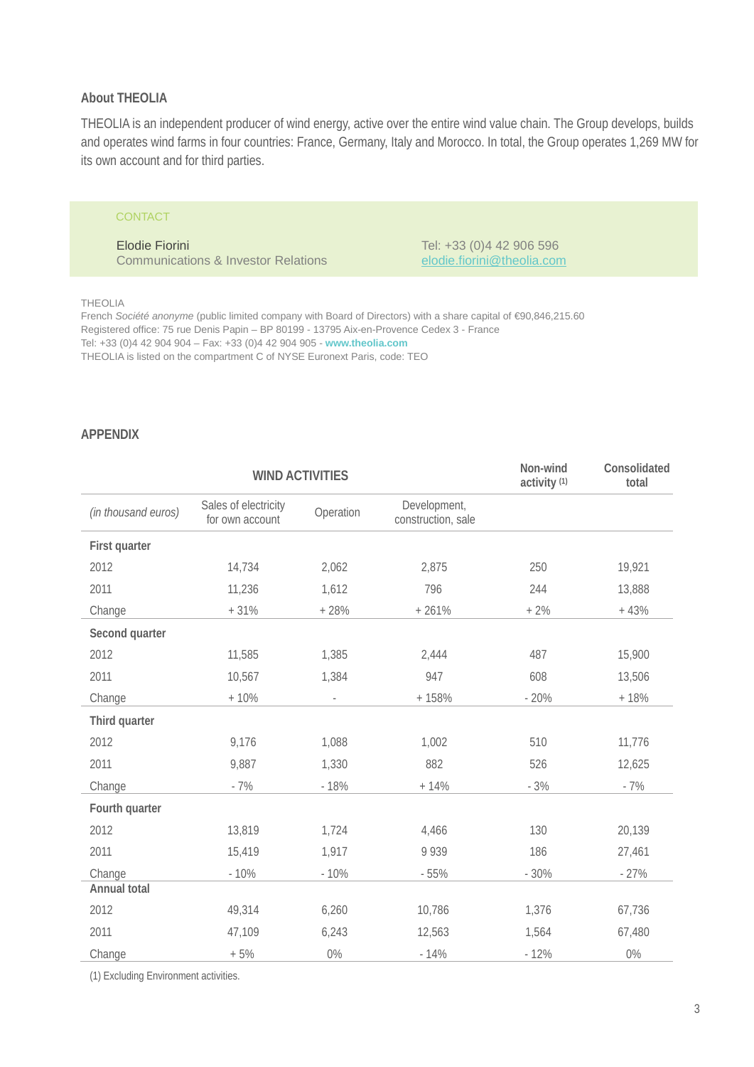## About THEOLIA

THEOLIA is an independent producer of wind energy, active over the entire wind value chain. The Group develops, builds and operates wind farms in four countries: France, Germany, Italy and Morocco. In total, the Group operates 1,269 MW for its own account and for third parties.

CONTACT

Elodie Fiorini
Communications & Investor Relations

Tel: +33 (0)4 42 906 596
elodie.fiorini@theolia.com

THEOLIA
French *Société anonyme* (public limited company with Board of Directors) with a share capital of €90,846,215.60
Registered office: 75 rue Denis Papin – BP 80199 - 13795 Aix-en-Provence Cedex 3 - France
Tel: +33 (0)4 42 904 904 – Fax: +33 (0)4 42 904 905 - **www.theolia.com**
THEOLIA is listed on the compartment C of NYSE Euronext Paris, code: TEO

## APPENDIX

| | WIND ACTIVITIES | | | Non-wind activity [1] | Consolidated total |
|---|---|---|---|---|---|
| *(in thousand euros)* | Sales of electricity for own account | Operation | Development, construction, sale | | |
| **First quarter** | | | | | |
| 2012 | 14,734 | 2,062 | 2,875 | 250 | 19,921 |
| 2011 | 11,236 | 1,612 | 796 | 244 | 13,888 |
| Change | + 31% | + 28% | + 261% | + 2% | + 43% |
| **Second quarter** | | | | | |
| 2012 | 11,585 | 1,385 | 2,444 | 487 | 15,900 |
| 2011 | 10,567 | 1,384 | 947 | 608 | 13,506 |
| Change | + 10% | - | + 158% | - 20% | + 18% |
| **Third quarter** | | | | | |
| 2012 | 9,176 | 1,088 | 1,002 | 510 | 11,776 |
| 2011 | 9,887 | 1,330 | 882 | 526 | 12,625 |
| Change | - 7% | - 18% | + 14% | - 3% | - 7% |
| **Fourth quarter** | | | | | |
| 2012 | 13,819 | 1,724 | 4,466 | 130 | 20,139 |
| 2011 | 15,419 | 1,917 | 9 939 | 186 | 27,461 |
| Change | - 10% | - 10% | - 55% | - 30% | - 27% |
| **Annual total** | | | | | |
| 2012 | 49,314 | 6,260 | 10,786 | 1,376 | 67,736 |
| 2011 | 47,109 | 6,243 | 12,563 | 1,564 | 67,480 |
| Change | + 5% | 0% | - 14% | - 12% | 0% |

(1) Excluding Environment activities.